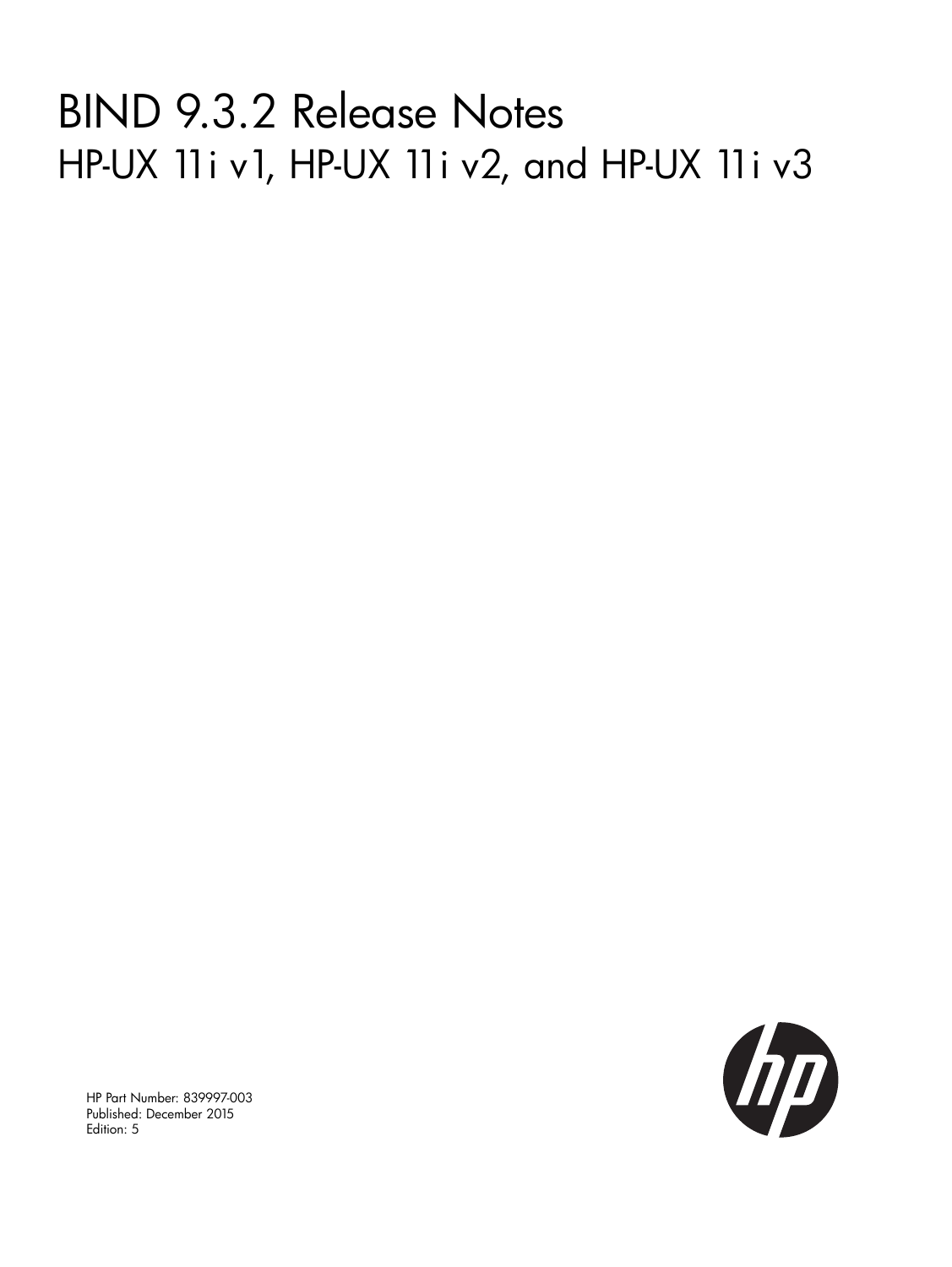# BIND 9.3.2 Release Notes

## HP-UX 11i v1, HP-UX 11i v2, and HP-UX 11i v3

HP Part Number: 839997-003
Published: December 2015
Edition: 5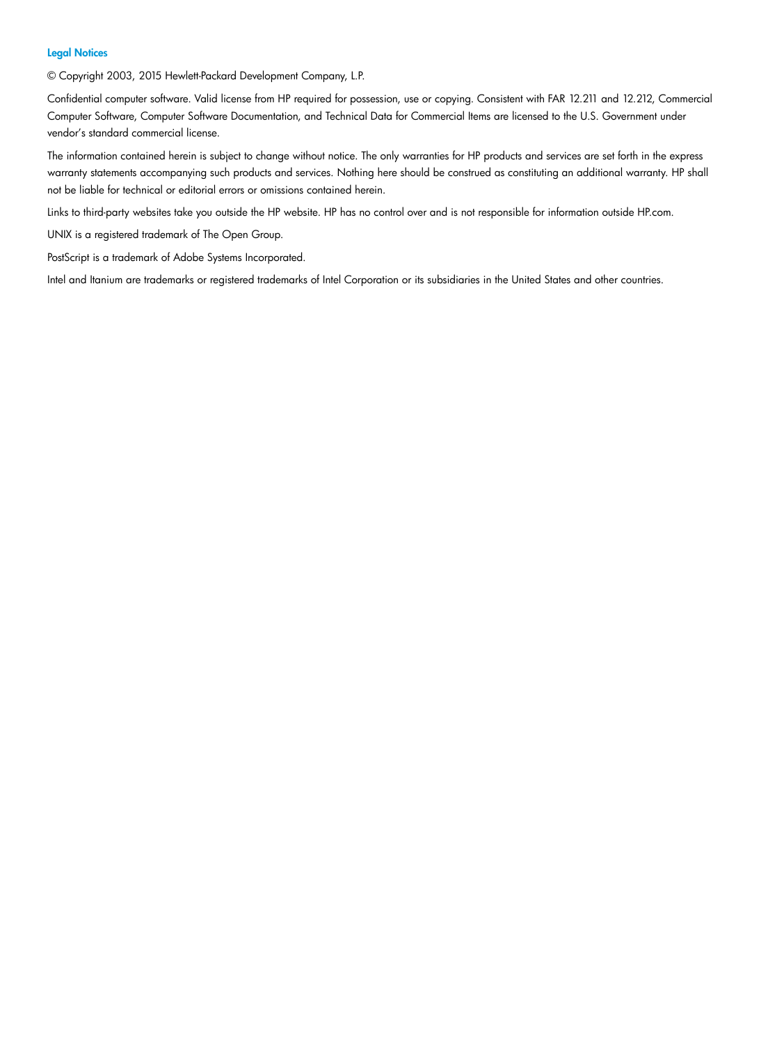## Legal Notices

© Copyright 2003, 2015 Hewlett-Packard Development Company, L.P.

Confidential computer software. Valid license from HP required for possession, use or copying. Consistent with FAR 12.211 and 12.212, Commercial Computer Software, Computer Software Documentation, and Technical Data for Commercial Items are licensed to the U.S. Government under vendor's standard commercial license.

The information contained herein is subject to change without notice. The only warranties for HP products and services are set forth in the express warranty statements accompanying such products and services. Nothing here should be construed as constituting an additional warranty. HP shall not be liable for technical or editorial errors or omissions contained herein.

Links to third-party websites take you outside the HP website. HP has no control over and is not responsible for information outside HP.com.

UNIX is a registered trademark of The Open Group.

PostScript is a trademark of Adobe Systems Incorporated.

Intel and Itanium are trademarks or registered trademarks of Intel Corporation or its subsidiaries in the United States and other countries.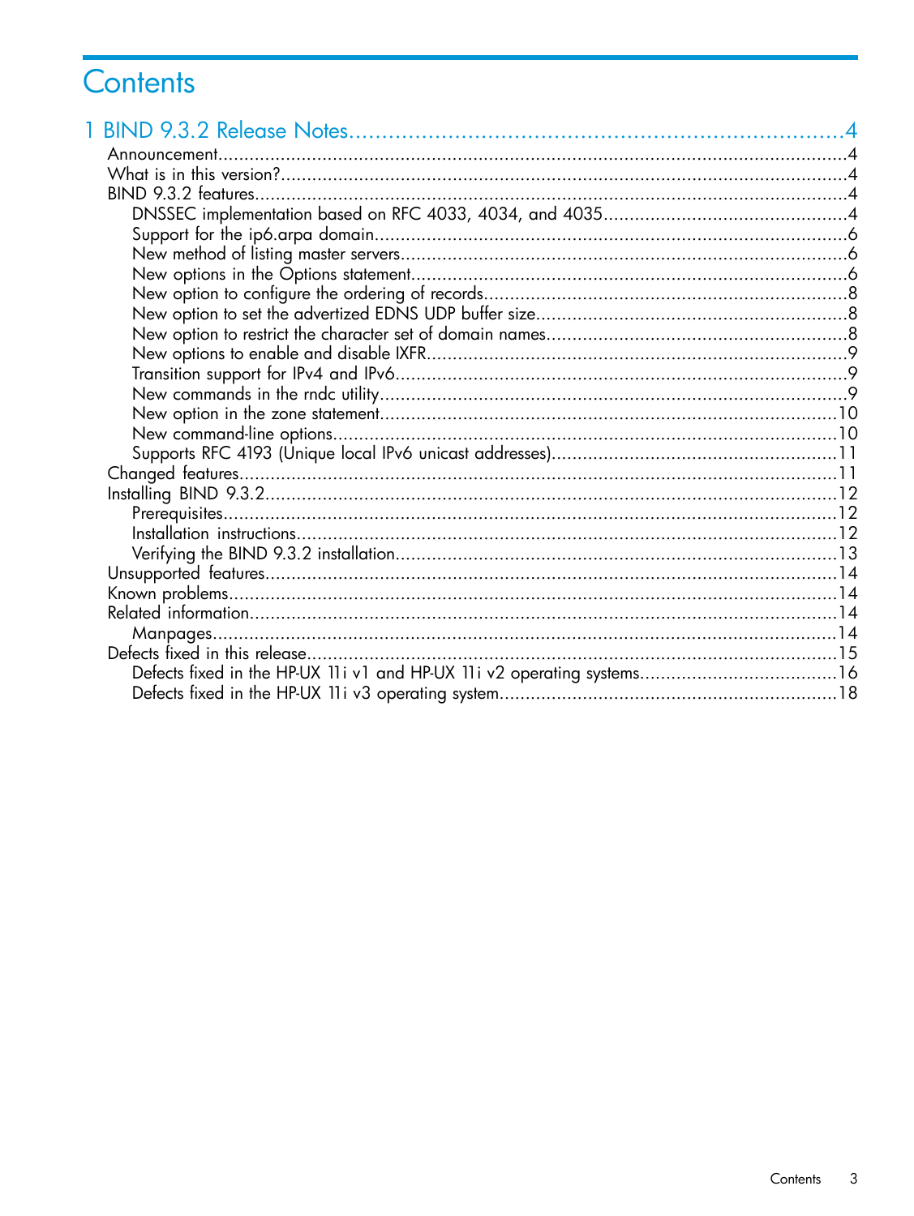# Contents

1 BIND 9.3.2 Release Notes ........................................................................ 4

- Announcement ........................................................................ 4
- What is in this version? ........................................................................ 4
- BIND 9.3.2 features ........................................................................ 4
  - DNSSEC implementation based on RFC 4033, 4034, and 4035 ........................................................................ 4
  - Support for the ip6.arpa domain ........................................................................ 6
  - New method of listing master servers ........................................................................ 6
  - New options in the Options statement ........................................................................ 6
  - New option to configure the ordering of records ........................................................................ 8
  - New option to set the advertized EDNS UDP buffer size ........................................................................ 8
  - New option to restrict the character set of domain names ........................................................................ 8
  - New options to enable and disable IXFR ........................................................................ 9
  - Transition support for IPv4 and IPv6 ........................................................................ 9
  - New commands in the rndc utility ........................................................................ 9
  - New option in the zone statement ........................................................................ 10
  - New command-line options ........................................................................ 10
  - Supports RFC 4193 (Unique local IPv6 unicast addresses) ........................................................................ 11
- Changed features ........................................................................ 11
- Installing BIND 9.3.2 ........................................................................ 12
  - Prerequisites ........................................................................ 12
  - Installation instructions ........................................................................ 12
  - Verifying the BIND 9.3.2 installation ........................................................................ 13
- Unsupported features ........................................................................ 14
- Known problems ........................................................................ 14
- Related information ........................................................................ 14
  - Manpages ........................................................................ 14
- Defects fixed in this release ........................................................................ 15
  - Defects fixed in the HP-UX 11i v1 and HP-UX 11i v2 operating systems ........................................................................ 16
  - Defects fixed in the HP-UX 11i v3 operating system ........................................................................ 18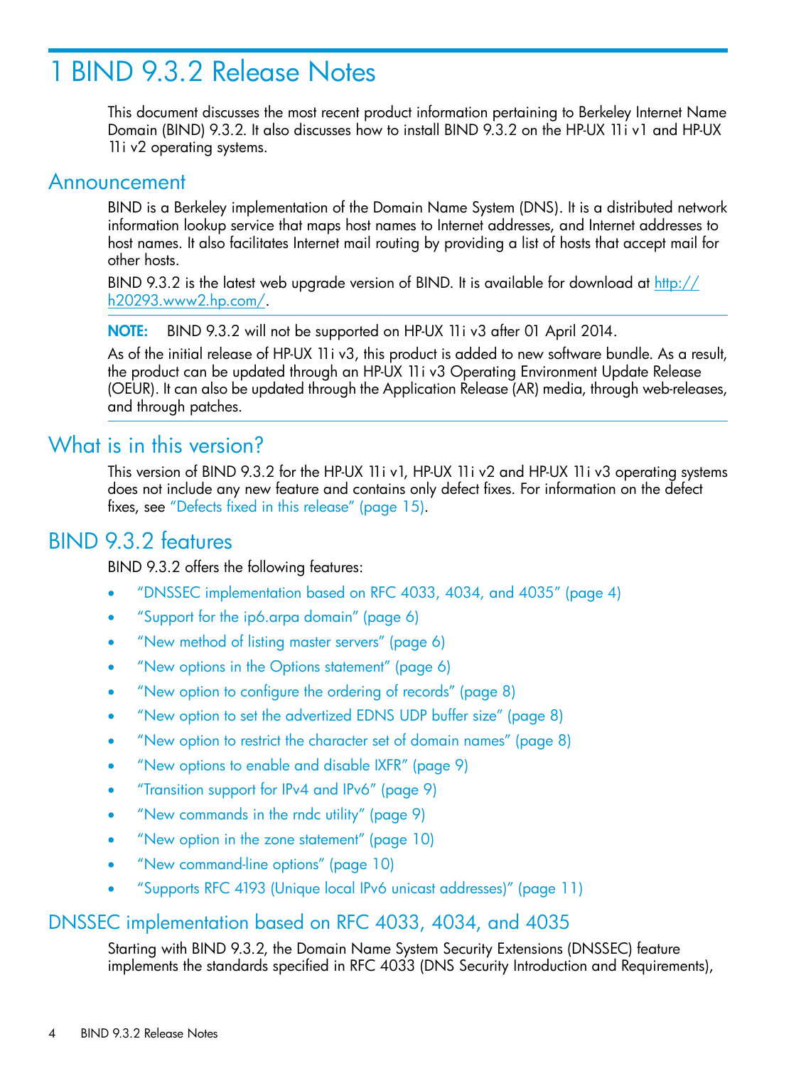# 1 BIND 9.3.2 Release Notes

This document discusses the most recent product information pertaining to Berkeley Internet Name Domain (BIND) 9.3.2. It also discusses how to install BIND 9.3.2 on the HP-UX 11i v1 and HP-UX 11i v2 operating systems.

## Announcement

BIND is a Berkeley implementation of the Domain Name System (DNS). It is a distributed network information lookup service that maps host names to Internet addresses, and Internet addresses to host names. It also facilitates Internet mail routing by providing a list of hosts that accept mail for other hosts.

BIND 9.3.2 is the latest web upgrade version of BIND. It is available for download at http://h20293.www2.hp.com/.

---

**NOTE:** BIND 9.3.2 will not be supported on HP-UX 11i v3 after 01 April 2014.

As of the initial release of HP-UX 11i v3, this product is added to new software bundle. As a result, the product can be updated through an HP-UX 11i v3 Operating Environment Update Release (OEUR). It can also be updated through the Application Release (AR) media, through web-releases, and through patches.

---

## What is in this version?

This version of BIND 9.3.2 for the HP-UX 11i v1, HP-UX 11i v2 and HP-UX 11i v3 operating systems does not include any new feature and contains only defect fixes. For information on the defect fixes, see "Defects fixed in this release" (page 15).

## BIND 9.3.2 features

BIND 9.3.2 offers the following features:

- "DNSSEC implementation based on RFC 4033, 4034, and 4035" (page 4)
- "Support for the ip6.arpa domain" (page 6)
- "New method of listing master servers" (page 6)
- "New options in the Options statement" (page 6)
- "New option to configure the ordering of records" (page 8)
- "New option to set the advertized EDNS UDP buffer size" (page 8)
- "New option to restrict the character set of domain names" (page 8)
- "New options to enable and disable IXFR" (page 9)
- "Transition support for IPv4 and IPv6" (page 9)
- "New commands in the rndc utility" (page 9)
- "New option in the zone statement" (page 10)
- "New command-line options" (page 10)
- "Supports RFC 4193 (Unique local IPv6 unicast addresses)" (page 11)

## DNSSEC implementation based on RFC 4033, 4034, and 4035

Starting with BIND 9.3.2, the Domain Name System Security Extensions (DNSSEC) feature implements the standards specified in RFC 4033 (DNS Security Introduction and Requirements),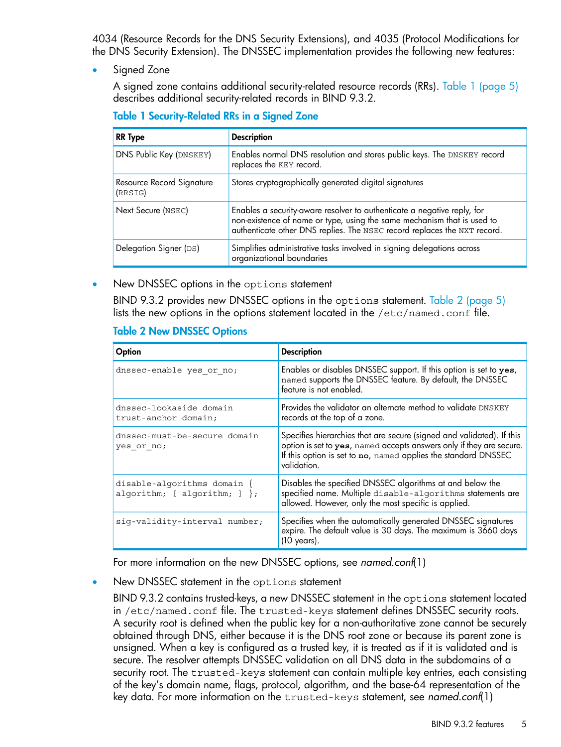4034 (Resource Records for the DNS Security Extensions), and 4035 (Protocol Modifications for the DNS Security Extension). The DNSSEC implementation provides the following new features:

- Signed Zone

  A signed zone contains additional security-related resource records (RRs). Table 1 (page 5) describes additional security-related records in BIND 9.3.2.

  **Table 1 Security-Related RRs in a Signed Zone**

  | RR Type | Description |
  |---|---|
  | DNS Public Key (`DNSKEY`) | Enables normal DNS resolution and stores public keys. The `DNSKEY` record replaces the `KEY` record. |
  | Resource Record Signature (`RRSIG`) | Stores cryptographically generated digital signatures |
  | Next Secure (`NSEC`) | Enables a security-aware resolver to authenticate a negative reply, for non-existence of name or type, using the same mechanism that is used to authenticate other DNS replies. The `NSEC` record replaces the `NXT` record. |
  | Delegation Signer (`DS`) | Simplifies administrative tasks involved in signing delegations across organizational boundaries |

- New DNSSEC options in the `options` statement

  BIND 9.3.2 provides new DNSSEC options in the `options` statement. Table 2 (page 5) lists the new options in the options statement located in the `/etc/named.conf` file.

  **Table 2 New DNSSEC Options**

  | Option | Description |
  |---|---|
  | `dnssec-enable yes_or_no;` | Enables or disables DNSSEC support. If this option is set to **yes**, `named` supports the DNSSEC feature. By default, the DNSSEC feature is not enabled. |
  | `dnssec-lookaside domain trust-anchor domain;` | Provides the validator an alternate method to validate `DNSKEY` records at the top of a zone. |
  | `dnssec-must-be-secure domain yes_or_no;` | Specifies hierarchies that are secure (signed and validated). If this option is set to **yes**, `named` accepts answers only if they are secure. If this option is set to **no**, `named` applies the standard DNSSEC validation. |
  | `disable-algorithms domain { algorithm; [ algorithm; ] };` | Disables the specified DNSSEC algorithms at and below the specified name. Multiple `disable-algorithms` statements are allowed. However, only the most specific is applied. |
  | `sig-validity-interval number;` | Specifies when the automatically generated DNSSEC signatures expire. The default value is 30 days. The maximum is 3660 days (10 years). |

  For more information on the new DNSSEC options, see *named.conf*(1)

- New DNSSEC statement in the `options` statement

  BIND 9.3.2 contains trusted-keys, a new DNSSEC statement in the `options` statement located in `/etc/named.conf` file. The `trusted-keys` statement defines DNSSEC security roots. A security root is defined when the public key for a non-authoritative zone cannot be securely obtained through DNS, either because it is the DNS root zone or because its parent zone is unsigned. When a key is configured as a trusted key, it is treated as if it is validated and is secure. The resolver attempts DNSSEC validation on all DNS data in the subdomains of a security root. The `trusted-keys` statement can contain multiple key entries, each consisting of the key's domain name, flags, protocol, algorithm, and the base-64 representation of the key data. For more information on the `trusted-keys` statement, see *named.conf*(1)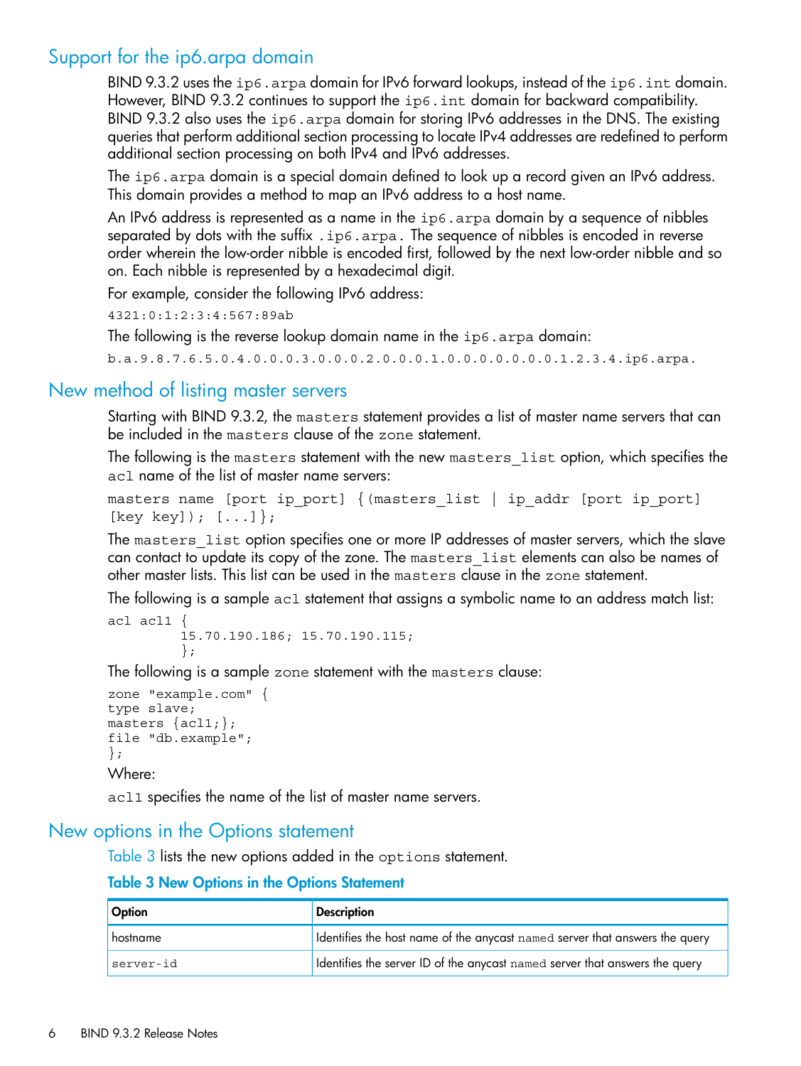## Support for the ip6.arpa domain

BIND 9.3.2 uses the `ip6.arpa` domain for IPv6 forward lookups, instead of the `ip6.int` domain. However, BIND 9.3.2 continues to support the `ip6.int` domain for backward compatibility. BIND 9.3.2 also uses the `ip6.arpa` domain for storing IPv6 addresses in the DNS. The existing queries that perform additional section processing to locate IPv4 addresses are redefined to perform additional section processing on both IPv4 and IPv6 addresses.

The `ip6.arpa` domain is a special domain defined to look up a record given an IPv6 address. This domain provides a method to map an IPv6 address to a host name.

An IPv6 address is represented as a name in the `ip6.arpa` domain by a sequence of nibbles separated by dots with the suffix `.ip6.arpa.` The sequence of nibbles is encoded in reverse order wherein the low-order nibble is encoded first, followed by the next low-order nibble and so on. Each nibble is represented by a hexadecimal digit.

For example, consider the following IPv6 address:

```
4321:0:1:2:3:4:567:89ab
```

The following is the reverse lookup domain name in the `ip6.arpa` domain:

```
b.a.9.8.7.6.5.0.4.0.0.0.3.0.0.0.2.0.0.0.1.0.0.0.0.0.0.0.1.2.3.4.ip6.arpa.
```

## New method of listing master servers

Starting with BIND 9.3.2, the `masters` statement provides a list of master name servers that can be included in the `masters` clause of the `zone` statement.

The following is the `masters` statement with the new `masters_list` option, which specifies the `acl` name of the list of master name servers:

```
masters name [port ip_port] {(masters_list | ip_addr [port ip_port]
[key key]); [...]};
```

The `masters_list` option specifies one or more IP addresses of master servers, which the slave can contact to update its copy of the zone. The `masters_list` elements can also be names of other master lists. This list can be used in the `masters` clause in the `zone` statement.

The following is a sample `acl` statement that assigns a symbolic name to an address match list:

```
acl acl1 {
         15.70.190.186; 15.70.190.115;
         };
```

The following is a sample `zone` statement with the `masters` clause:

```
zone "example.com" {
type slave;
masters {acl1;};
file "db.example";
};
```

Where:

`acl1` specifies the name of the list of master name servers.

## New options in the Options statement

Table 3 lists the new options added in the `options` statement.

**Table 3 New Options in the Options Statement**

| Option | Description |
|---|---|
| hostname | Identifies the host name of the anycast `named` server that answers the query |
| `server-id` | Identifies the server ID of the anycast `named` server that answers the query |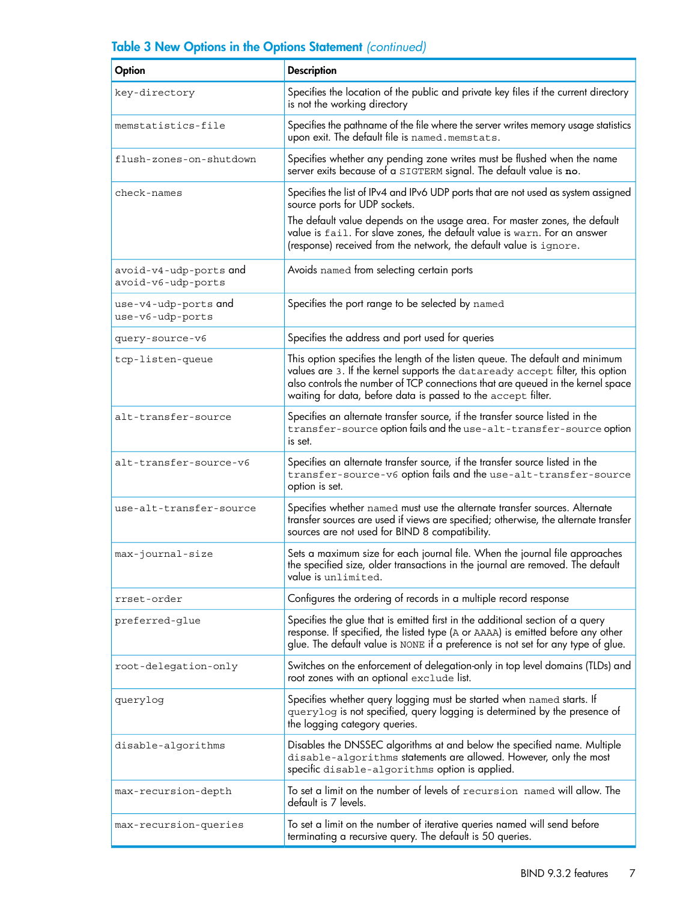**Table 3 New Options in the Options Statement** *(continued)*

| Option | Description |
| --- | --- |
| `key-directory` | Specifies the location of the public and private key files if the current directory is not the working directory |
| `memstatistics-file` | Specifies the pathname of the file where the server writes memory usage statistics upon exit. The default file is `named.memstats`. |
| `flush-zones-on-shutdown` | Specifies whether any pending zone writes must be flushed when the name server exits because of a `SIGTERM` signal. The default value is **`no`**. |
| `check-names` | Specifies the list of IPv4 and IPv6 UDP ports that are not used as system assigned source ports for UDP sockets.<br>The default value depends on the usage area. For master zones, the default value is `fail`. For slave zones, the default value is `warn`. For an answer (response) received from the network, the default value is `ignore`. |
| `avoid-v4-udp-ports` and `avoid-v6-udp-ports` | Avoids `named` from selecting certain ports |
| `use-v4-udp-ports` and `use-v6-udp-ports` | Specifies the port range to be selected by `named` |
| `query-source-v6` | Specifies the address and port used for queries |
| `tcp-listen-queue` | This option specifies the length of the listen queue. The default and minimum values are `3`. If the kernel supports the `dataready accept` filter, this option also controls the number of TCP connections that are queued in the kernel space waiting for data, before data is passed to the `accept` filter. |
| `alt-transfer-source` | Specifies an alternate transfer source, if the transfer source listed in the `transfer-source` option fails and the `use-alt-transfer-source` option is set. |
| `alt-transfer-source-v6` | Specifies an alternate transfer source, if the transfer source listed in the `transfer-source-v6` option fails and the `use-alt-transfer-source` option is set. |
| `use-alt-transfer-source` | Specifies whether `named` must use the alternate transfer sources. Alternate transfer sources are used if views are specified; otherwise, the alternate transfer sources are not used for BIND 8 compatibility. |
| `max-journal-size` | Sets a maximum size for each journal file. When the journal file approaches the specified size, older transactions in the journal are removed. The default value is `unlimited`. |
| `rrset-order` | Configures the ordering of records in a multiple record response |
| `preferred-glue` | Specifies the glue that is emitted first in the additional section of a query response. If specified, the listed type (`A` or `AAAA`) is emitted before any other glue. The default value is `NONE` if a preference is not set for any type of glue. |
| `root-delegation-only` | Switches on the enforcement of delegation-only in top level domains (TLDs) and root zones with an optional `exclude` list. |
| `querylog` | Specifies whether query logging must be started when `named` starts. If `querylog` is not specified, query logging is determined by the presence of the logging category queries. |
| `disable-algorithms` | Disables the DNSSEC algorithms at and below the specified name. Multiple `disable-algorithms` statements are allowed. However, only the most specific `disable-algorithms` option is applied. |
| `max-recursion-depth` | To set a limit on the number of levels of `recursion named` will allow. The default is 7 levels. |
| `max-recursion-queries` | To set a limit on the number of iterative queries named will send before terminating a recursive query. The default is 50 queries. |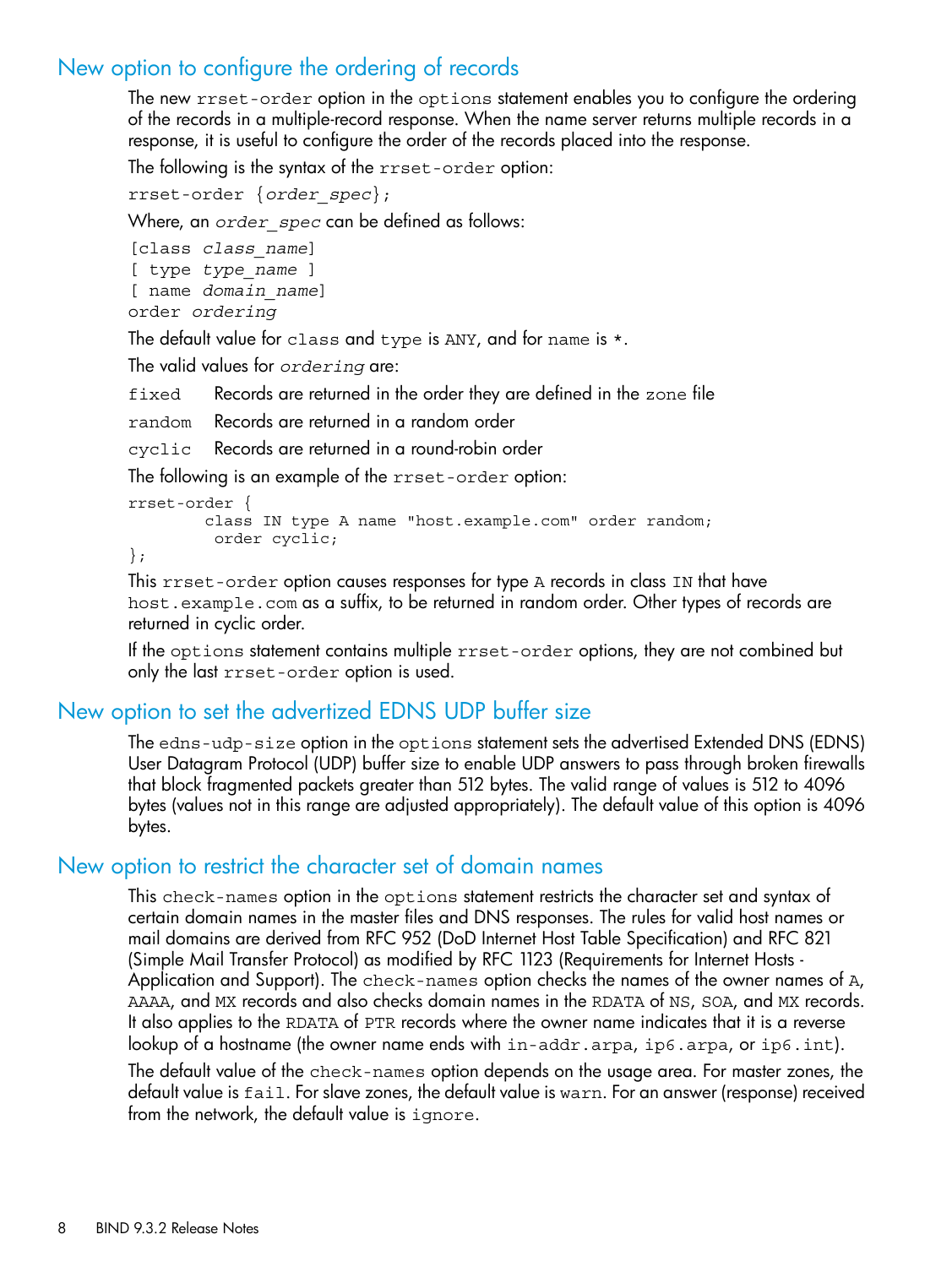## New option to configure the ordering of records

The new `rrset-order` option in the `options` statement enables you to configure the ordering of the records in a multiple-record response. When the name server returns multiple records in a response, it is useful to configure the order of the records placed into the response.

The following is the syntax of the `rrset-order` option:

```
rrset-order {order_spec};
```

Where, an *order_spec* can be defined as follows:

```
[class class_name]
[ type type_name ]
[ name domain_name]
order ordering
```

The default value for `class` and `type` is `ANY`, and for `name` is `*`.

The valid values for *ordering* are:

`fixed` Records are returned in the order they are defined in the `zone` file

`random` Records are returned in a random order

`cyclic` Records are returned in a round-robin order

The following is an example of the `rrset-order` option:

```
rrset-order {
        class IN type A name "host.example.com" order random;
         order cyclic;
};
```

This `rrset-order` option causes responses for type `A` records in class `IN` that have `host.example.com` as a suffix, to be returned in random order. Other types of records are returned in cyclic order.

If the `options` statement contains multiple `rrset-order` options, they are not combined but only the last `rrset-order` option is used.

## New option to set the advertized EDNS UDP buffer size

The `edns-udp-size` option in the `options` statement sets the advertised Extended DNS (EDNS) User Datagram Protocol (UDP) buffer size to enable UDP answers to pass through broken firewalls that block fragmented packets greater than 512 bytes. The valid range of values is 512 to 4096 bytes (values not in this range are adjusted appropriately). The default value of this option is 4096 bytes.

## New option to restrict the character set of domain names

This `check-names` option in the `options` statement restricts the character set and syntax of certain domain names in the master files and DNS responses. The rules for valid host names or mail domains are derived from RFC 952 (DoD Internet Host Table Specification) and RFC 821 (Simple Mail Transfer Protocol) as modified by RFC 1123 (Requirements for Internet Hosts - Application and Support). The `check-names` option checks the names of the owner names of `A`, `AAAA`, and `MX` records and also checks domain names in the `RDATA` of `NS`, `SOA`, and `MX` records. It also applies to the `RDATA` of `PTR` records where the owner name indicates that it is a reverse lookup of a hostname (the owner name ends with `in-addr.arpa`, `ip6.arpa`, or `ip6.int`).

The default value of the `check-names` option depends on the usage area. For master zones, the default value is `fail`. For slave zones, the default value is `warn`. For an answer (response) received from the network, the default value is `ignore`.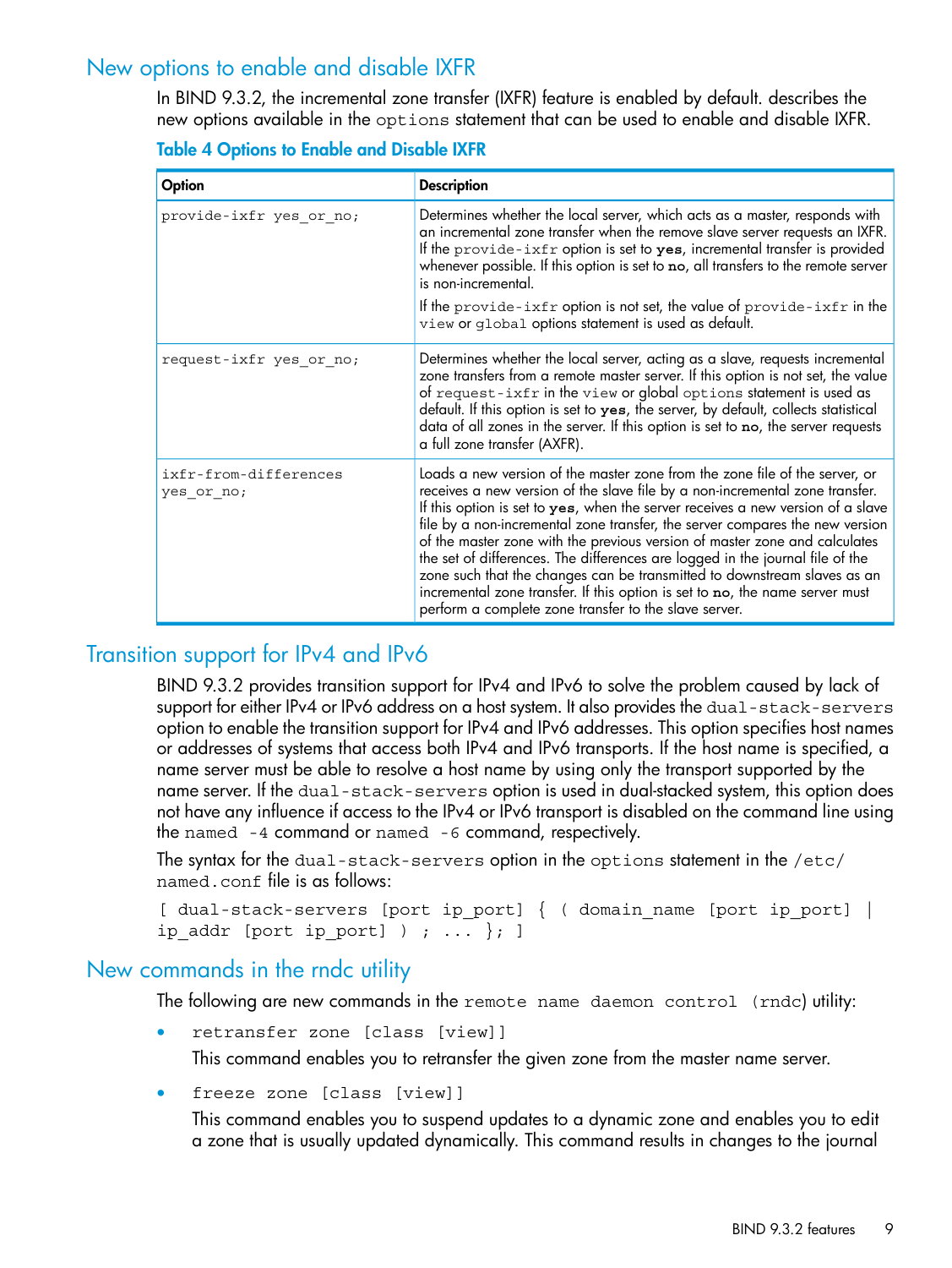## New options to enable and disable IXFR

In BIND 9.3.2, the incremental zone transfer (IXFR) feature is enabled by default. describes the new options available in the `options` statement that can be used to enable and disable IXFR.

**Table 4 Options to Enable and Disable IXFR**

| Option | Description |
|---|---|
| `provide-ixfr yes_or_no;` | Determines whether the local server, which acts as a master, responds with an incremental zone transfer when the remove slave server requests an IXFR. If the `provide-ixfr` option is set to **yes**, incremental transfer is provided whenever possible. If this option is set to **no**, all transfers to the remote server is non-incremental.<br><br>If the `provide-ixfr` option is not set, the value of `provide-ixfr` in the `view` or `global` options statement is used as default. |
| `request-ixfr yes_or_no;` | Determines whether the local server, acting as a slave, requests incremental zone transfers from a remote master server. If this option is not set, the value of `request-ixfr` in the `view` or global `options` statement is used as default. If this option is set to **yes**, the server, by default, collects statistical data of all zones in the server. If this option is set to **no**, the server requests a full zone transfer (AXFR). |
| `ixfr-from-differences yes_or_no;` | Loads a new version of the master zone from the zone file of the server, or receives a new version of the slave file by a non-incremental zone transfer. If this option is set to **yes**, when the server receives a new version of a slave file by a non-incremental zone transfer, the server compares the new version of the master zone with the previous version of master zone and calculates the set of differences. The differences are logged in the journal file of the zone such that the changes can be transmitted to downstream slaves as an incremental zone transfer. If this option is set to **no**, the name server must perform a complete zone transfer to the slave server. |

## Transition support for IPv4 and IPv6

BIND 9.3.2 provides transition support for IPv4 and IPv6 to solve the problem caused by lack of support for either IPv4 or IPv6 address on a host system. It also provides the `dual-stack-servers` option to enable the transition support for IPv4 and IPv6 addresses. This option specifies host names or addresses of systems that access both IPv4 and IPv6 transports. If the host name is specified, a name server must be able to resolve a host name by using only the transport supported by the name server. If the `dual-stack-servers` option is used in dual-stacked system, this option does not have any influence if access to the IPv4 or IPv6 transport is disabled on the command line using the `named -4` command or `named -6` command, respectively.

The syntax for the `dual-stack-servers` option in the `options` statement in the `/etc/named.conf` file is as follows:

```
[ dual-stack-servers [port ip_port] { ( domain_name [port ip_port] |
ip_addr [port ip_port] ) ; ... }; ]
```

## New commands in the rndc utility

The following are new commands in the `remote name daemon control (rndc)` utility:

- `retransfer zone [class [view]]`

  This command enables you to retransfer the given zone from the master name server.

- `freeze zone [class [view]]`

  This command enables you to suspend updates to a dynamic zone and enables you to edit a zone that is usually updated dynamically. This command results in changes to the journal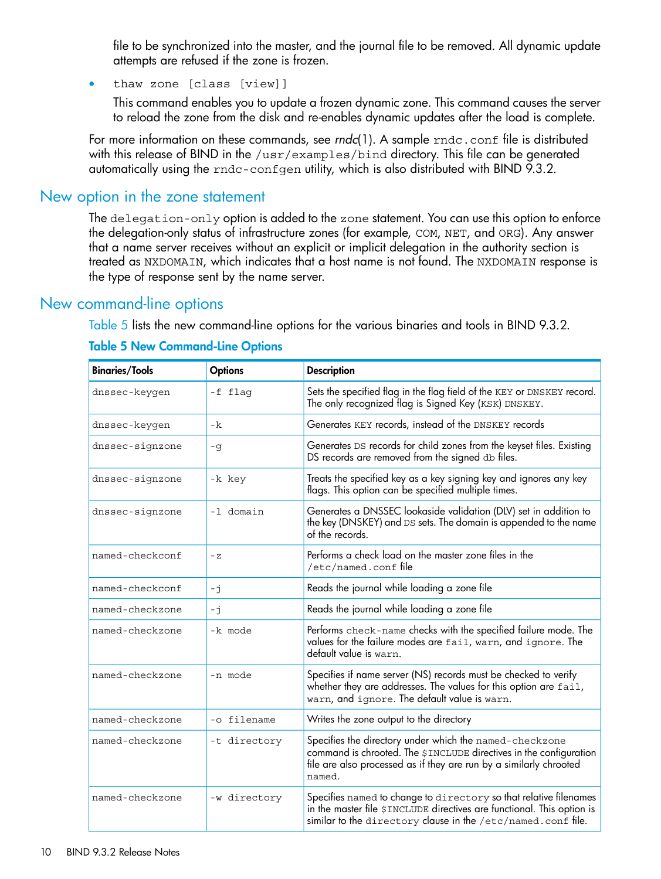file to be synchronized into the master, and the journal file to be removed. All dynamic update attempts are refused if the zone is frozen.

- `thaw zone [class [view]]`

  This command enables you to update a frozen dynamic zone. This command causes the server to reload the zone from the disk and re-enables dynamic updates after the load is complete.

For more information on these commands, see *rndc*(1). A sample `rndc.conf` file is distributed with this release of BIND in the `/usr/examples/bind` directory. This file can be generated automatically using the `rndc-confgen` utility, which is also distributed with BIND 9.3.2.

## New option in the zone statement

The `delegation-only` option is added to the `zone` statement. You can use this option to enforce the delegation-only status of infrastructure zones (for example, `COM`, `NET`, and `ORG`). Any answer that a name server receives without an explicit or implicit delegation in the authority section is treated as `NXDOMAIN`, which indicates that a host name is not found. The `NXDOMAIN` response is the type of response sent by the name server.

## New command-line options

Table 5 lists the new command-line options for the various binaries and tools in BIND 9.3.2.

**Table 5 New Command-Line Options**

| Binaries/Tools | Options | Description |
|---|---|---|
| `dnssec-keygen` | `-f flag` | Sets the specified flag in the flag field of the `KEY` or `DNSKEY` record. The only recognized flag is Signed Key (`KSK`) `DNSKEY`. |
| `dnssec-keygen` | `-k` | Generates `KEY` records, instead of the `DNSKEY` records |
| `dnssec-signzone` | `-g` | Generates `DS` records for child zones from the keyset files. Existing DS records are removed from the signed `db` files. |
| `dnssec-signzone` | `-k key` | Treats the specified key as a key signing key and ignores any key flags. This option can be specified multiple times. |
| `dnssec-signzone` | `-l domain` | Generates a DNSSEC lookaside validation (DLV) set in addition to the key (DNSKEY) and `DS` sets. The domain is appended to the name of the records. |
| `named-checkconf` | `-z` | Performs a check load on the master zone files in the `/etc/named.conf` file |
| `named-checkconf` | `-j` | Reads the journal while loading a zone file |
| `named-checkzone` | `-j` | Reads the journal while loading a zone file |
| `named-checkzone` | `-k mode` | Performs `check-name` checks with the specified failure mode. The values for the failure modes are `fail`, `warn`, and `ignore`. The default value is `warn`. |
| `named-checkzone` | `-n mode` | Specifies if name server (NS) records must be checked to verify whether they are addresses. The values for this option are `fail`, `warn`, and `ignore`. The default value is `warn`. |
| `named-checkzone` | `-o filename` | Writes the zone output to the directory |
| `named-checkzone` | `-t directory` | Specifies the directory under which the `named-checkzone` command is chrooted. The `$INCLUDE` directives in the configuration file are also processed as if they are run by a similarly chrooted `named`. |
| `named-checkzone` | `-w directory` | Specifies `named` to change to `directory` so that relative filenames in the master file `$INCLUDE` directives are functional. This option is similar to the `directory` clause in the `/etc/named.conf` file. |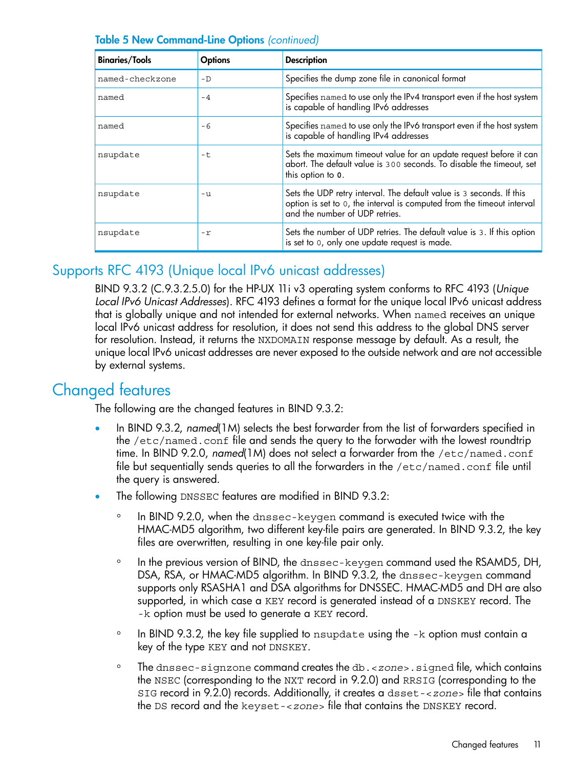**Table 5 New Command-Line Options** *(continued)*

| Binaries/Tools | Options | Description |
|---|---|---|
| `named-checkzone` | `-D` | Specifies the dump zone file in canonical format |
| `named` | `-4` | Specifies `named` to use only the IPv4 transport even if the host system is capable of handling IPv6 addresses |
| `named` | `-6` | Specifies `named` to use only the IPv6 transport even if the host system is capable of handling IPv4 addresses |
| `nsupdate` | `-t` | Sets the maximum timeout value for an update request before it can abort. The default value is `300` seconds. To disable the timeout, set this option to `0`. |
| `nsupdate` | `-u` | Sets the UDP retry interval. The default value is `3` seconds. If this option is set to `0`, the interval is computed from the timeout interval and the number of UDP retries. |
| `nsupdate` | `-r` | Sets the number of UDP retries. The default value is `3`. If this option is set to `0`, only one update request is made. |

## Supports RFC 4193 (Unique local IPv6 unicast addresses)

BIND 9.3.2 (C.9.3.2.5.0) for the HP-UX 11i v3 operating system conforms to RFC 4193 (*Unique Local IPv6 Unicast Addresses*). RFC 4193 defines a format for the unique local IPv6 unicast address that is globally unique and not intended for external networks. When `named` receives an unique local IPv6 unicast address for resolution, it does not send this address to the global DNS server for resolution. Instead, it returns the `NXDOMAIN` response message by default. As a result, the unique local IPv6 unicast addresses are never exposed to the outside network and are not accessible by external systems.

# Changed features

The following are the changed features in BIND 9.3.2:

- In BIND 9.3.2, *named*(1M) selects the best forwarder from the list of forwarders specified in the `/etc/named.conf` file and sends the query to the forwader with the lowest roundtrip time. In BIND 9.2.0, *named*(1M) does not select a forwarder from the `/etc/named.conf` file but sequentially sends queries to all the forwarders in the `/etc/named.conf` file until the query is answered.
- The following `DNSSEC` features are modified in BIND 9.3.2:
  - In BIND 9.2.0, when the `dnssec-keygen` command is executed twice with the HMAC-MD5 algorithm, two different key-file pairs are generated. In BIND 9.3.2, the key files are overwritten, resulting in one key-file pair only.
  - In the previous version of BIND, the `dnssec-keygen` command used the RSAMD5, DH, DSA, RSA, or HMAC-MD5 algorithm. In BIND 9.3.2, the `dnssec-keygen` command supports only RSASHA1 and DSA algorithms for DNSSEC. HMAC-MD5 and DH are also supported, in which case a `KEY` record is generated instead of a `DNSKEY` record. The `-k` option must be used to generate a `KEY` record.
  - In BIND 9.3.2, the key file supplied to `nsupdate` using the `-k` option must contain a key of the type `KEY` and not `DNSKEY`.
  - The `dnssec-signzone` command creates the `db.<zone>.signed` file, which contains the `NSEC` (corresponding to the `NXT` record in 9.2.0) and `RRSIG` (corresponding to the `SIG` record in 9.2.0) records. Additionally, it creates a `dsset-<zone>` file that contains the `DS` record and the `keyset-<zone>` file that contains the `DNSKEY` record.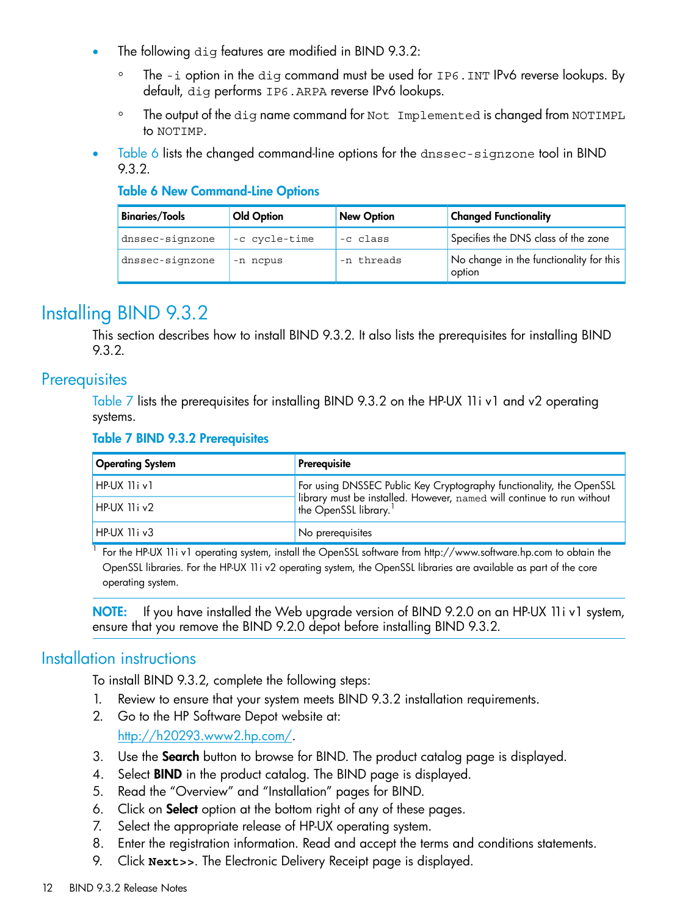- The following `dig` features are modified in BIND 9.3.2:
  - The `-i` option in the `dig` command must be used for `IP6.INT` IPv6 reverse lookups. By default, `dig` performs `IP6.ARPA` reverse IPv6 lookups.
  - The output of the `dig` name command for `Not Implemented` is changed from `NOTIMPL` to `NOTIMP`.
- Table 6 lists the changed command-line options for the `dnssec-signzone` tool in BIND 9.3.2.

**Table 6 New Command-Line Options**

| Binaries/Tools | Old Option | New Option | Changed Functionality |
|---|---|---|---|
| `dnssec-signzone` | `-c cycle-time` | `-c class` | Specifies the DNS class of the zone |
| `dnssec-signzone` | `-n ncpus` | `-n threads` | No change in the functionality for this option |

# Installing BIND 9.3.2

This section describes how to install BIND 9.3.2. It also lists the prerequisites for installing BIND 9.3.2.

## Prerequisites

Table 7 lists the prerequisites for installing BIND 9.3.2 on the HP-UX 11i v1 and v2 operating systems.

**Table 7 BIND 9.3.2 Prerequisites**

| Operating System | Prerequisite |
|---|---|
| HP-UX 11i v1 | For using DNSSEC Public Key Cryptography functionality, the OpenSSL library must be installed. However, `named` will continue to run without the OpenSSL library.[1] |
| HP-UX 11i v2 | |
| HP-UX 11i v3 | No prerequisites |

[1] For the HP-UX 11i v1 operating system, install the OpenSSL software from http://www.software.hp.com to obtain the OpenSSL libraries. For the HP-UX 11i v2 operating system, the OpenSSL libraries are available as part of the core operating system.

**NOTE:** If you have installed the Web upgrade version of BIND 9.2.0 on an HP-UX 11i v1 system, ensure that you remove the BIND 9.2.0 depot before installing BIND 9.3.2.

## Installation instructions

To install BIND 9.3.2, complete the following steps:

1. Review to ensure that your system meets BIND 9.3.2 installation requirements.
2. Go to the HP Software Depot website at:
   http://h20293.www2.hp.com/.
3. Use the **Search** button to browse for BIND. The product catalog page is displayed.
4. Select **BIND** in the product catalog. The BIND page is displayed.
5. Read the "Overview" and "Installation" pages for BIND.
6. Click on **Select** option at the bottom right of any of these pages.
7. Select the appropriate release of HP-UX operating system.
8. Enter the registration information. Read and accept the terms and conditions statements.
9. Click **`Next>>`**. The Electronic Delivery Receipt page is displayed.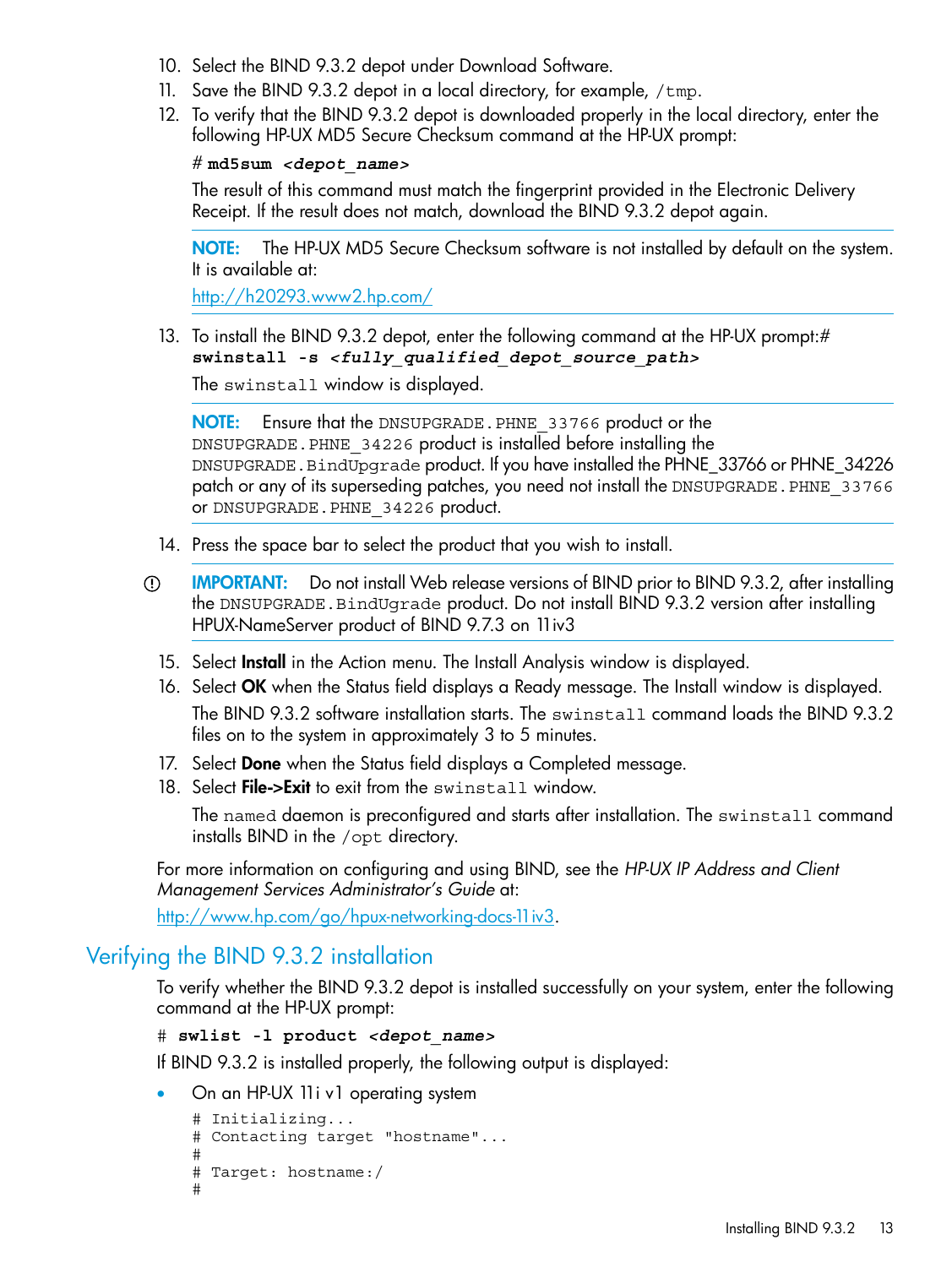10. Select the BIND 9.3.2 depot under Download Software.
11. Save the BIND 9.3.2 depot in a local directory, for example, `/tmp`.
12. To verify that the BIND 9.3.2 depot is downloaded properly in the local directory, enter the following HP-UX MD5 Secure Checksum command at the HP-UX prompt:

    `# md5sum <depot_name>`

    The result of this command must match the fingerprint provided in the Electronic Delivery Receipt. If the result does not match, download the BIND 9.3.2 depot again.

    **NOTE:** The HP-UX MD5 Secure Checksum software is not installed by default on the system. It is available at:

    http://h20293.www2.hp.com/

13. To install the BIND 9.3.2 depot, enter the following command at the HP-UX prompt:# **swinstall -s** ***<fully_qualified_depot_source_path>***

    The `swinstall` window is displayed.

    **NOTE:** Ensure that the `DNSUPGRADE.PHNE_33766` product or the `DNSUPGRADE.PHNE_34226` product is installed before installing the `DNSUPGRADE.BindUpgrade` product. If you have installed the PHNE_33766 or PHNE_34226 patch or any of its superseding patches, you need not install the `DNSUPGRADE.PHNE_33766` or `DNSUPGRADE.PHNE_34226` product.

14. Press the space bar to select the product that you wish to install.

**IMPORTANT:** Do not install Web release versions of BIND prior to BIND 9.3.2, after installing the `DNSUPGRADE.BindUgrade` product. Do not install BIND 9.3.2 version after installing HPUX-NameServer product of BIND 9.7.3 on 11iv3

15. Select **Install** in the Action menu. The Install Analysis window is displayed.
16. Select **OK** when the Status field displays a Ready message. The Install window is displayed.

    The BIND 9.3.2 software installation starts. The `swinstall` command loads the BIND 9.3.2 files on to the system in approximately 3 to 5 minutes.

17. Select **Done** when the Status field displays a Completed message.
18. Select **File->Exit** to exit from the `swinstall` window.

    The `named` daemon is preconfigured and starts after installation. The `swinstall` command installs BIND in the `/opt` directory.

For more information on configuring and using BIND, see the *HP-UX IP Address and Client Management Services Administrator's Guide* at:

http://www.hp.com/go/hpux-networking-docs-11iv3.

## Verifying the BIND 9.3.2 installation

To verify whether the BIND 9.3.2 depot is installed successfully on your system, enter the following command at the HP-UX prompt:

`# swlist -l product <depot_name>`

If BIND 9.3.2 is installed properly, the following output is displayed:

- On an HP-UX 11i v1 operating system

```
# Initializing...
# Contacting target "hostname"...
#
# Target: hostname:/
#
```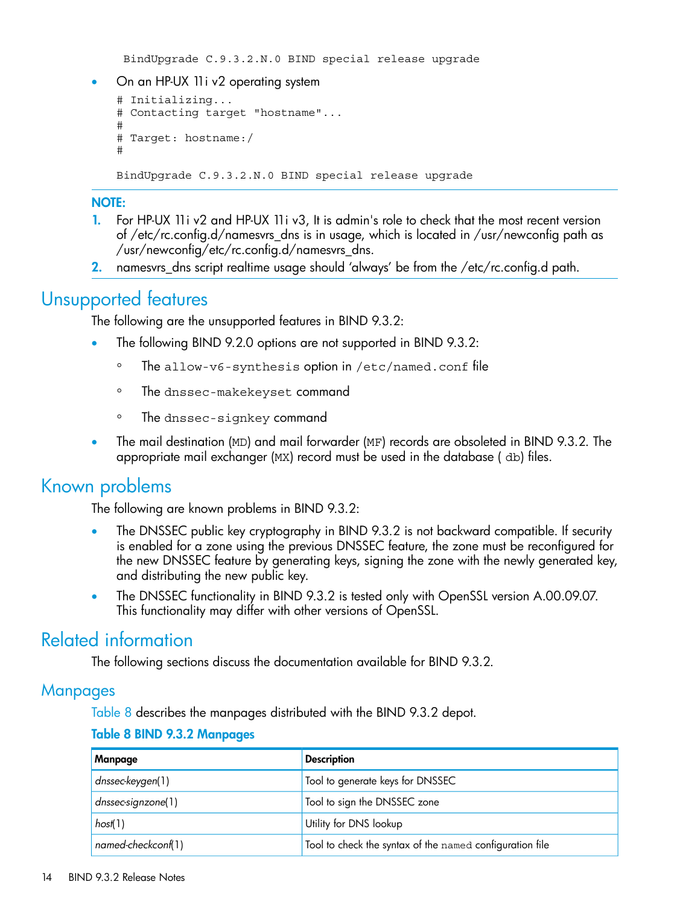```
BindUpgrade C.9.3.2.N.0 BIND special release upgrade
```

- On an HP-UX 11i v2 operating system

```
# Initializing...
# Contacting target "hostname"...
#
# Target: hostname:/
#

BindUpgrade C.9.3.2.N.0 BIND special release upgrade
```

**NOTE:**

1. For HP-UX 11i v2 and HP-UX 11i v3, It is admin's role to check that the most recent version of /etc/rc.config.d/namesvrs_dns is in usage, which is located in /usr/newconfig path as /usr/newconfig/etc/rc.config.d/namesvrs_dns.
2. namesvrs_dns script realtime usage should 'always' be from the /etc/rc.config.d path.

## Unsupported features

The following are the unsupported features in BIND 9.3.2:

- The following BIND 9.2.0 options are not supported in BIND 9.3.2:
  - The `allow-v6-synthesis` option in `/etc/named.conf` file
  - The `dnssec-makekeyset` command
  - The `dnssec-signkey` command
- The mail destination (`MD`) and mail forwarder (`MF`) records are obsoleted in BIND 9.3.2. The appropriate mail exchanger (`MX`) record must be used in the database ( `db`) files.

## Known problems

The following are known problems in BIND 9.3.2:

- The DNSSEC public key cryptography in BIND 9.3.2 is not backward compatible. If security is enabled for a zone using the previous DNSSEC feature, the zone must be reconfigured for the new DNSSEC feature by generating keys, signing the zone with the newly generated key, and distributing the new public key.
- The DNSSEC functionality in BIND 9.3.2 is tested only with OpenSSL version A.00.09.07. This functionality may differ with other versions of OpenSSL.

## Related information

The following sections discuss the documentation available for BIND 9.3.2.

### Manpages

Table 8 describes the manpages distributed with the BIND 9.3.2 depot.

**Table 8 BIND 9.3.2 Manpages**

| Manpage | Description |
|---|---|
| *dnssec-keygen*(1) | Tool to generate keys for DNSSEC |
| *dnssec-signzone*(1) | Tool to sign the DNSSEC zone |
| *host*(1) | Utility for DNS lookup |
| *named-checkconf*(1) | Tool to check the syntax of the `named` configuration file |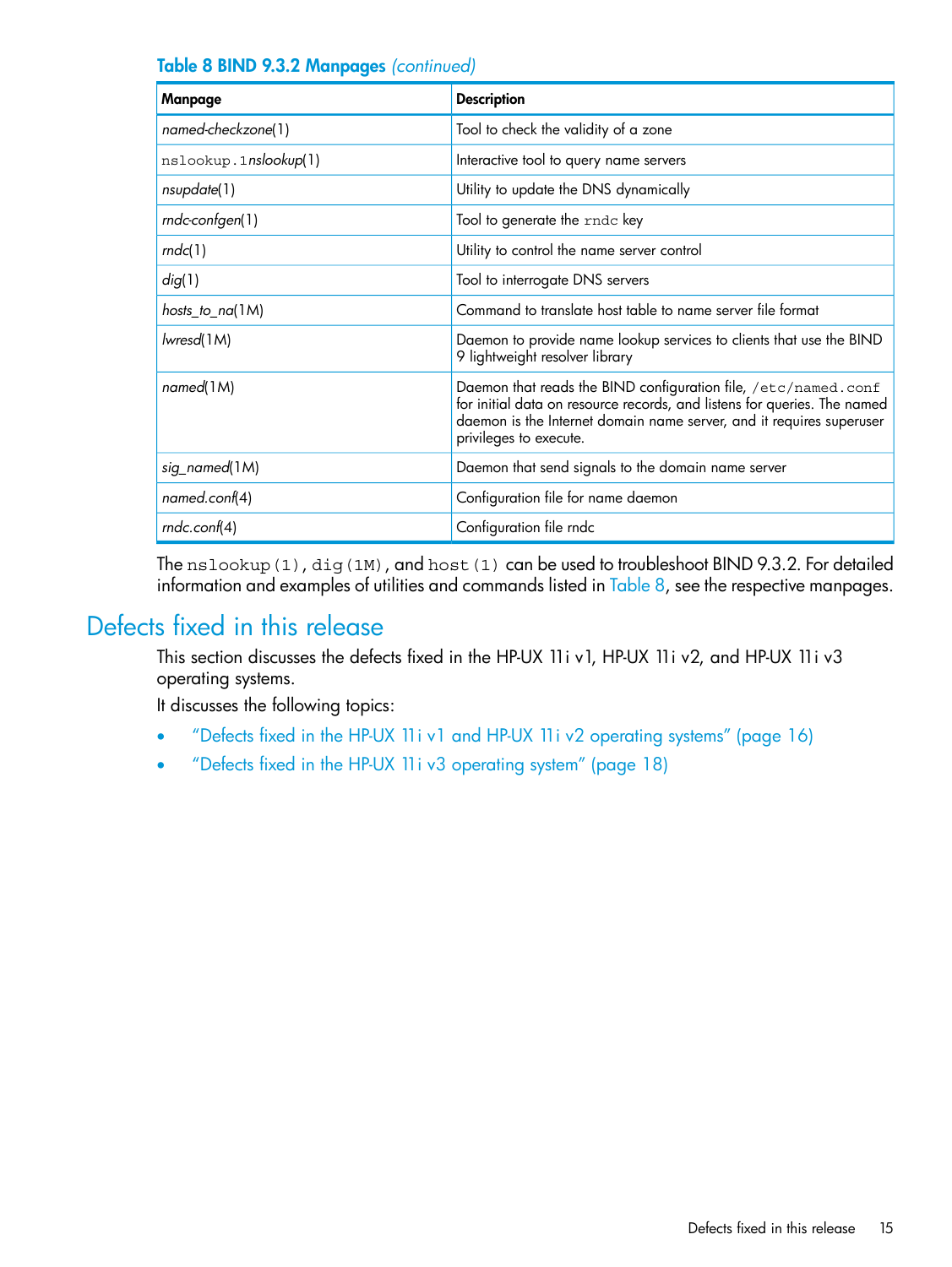**Table 8 BIND 9.3.2 Manpages** *(continued)*

| Manpage | Description |
|---|---|
| *named-checkzone*(1) | Tool to check the validity of a zone |
| `nslookup.1`*nslookup*(1) | Interactive tool to query name servers |
| *nsupdate*(1) | Utility to update the DNS dynamically |
| *rndc-confgen*(1) | Tool to generate the `rndc` key |
| *rndc*(1) | Utility to control the name server control |
| *dig*(1) | Tool to interrogate DNS servers |
| *hosts_to_na*(1M) | Command to translate host table to name server file format |
| *lwresd*(1M) | Daemon to provide name lookup services to clients that use the BIND 9 lightweight resolver library |
| *named*(1M) | Daemon that reads the BIND configuration file, `/etc/named.conf` for initial data on resource records, and listens for queries. The named daemon is the Internet domain name server, and it requires superuser privileges to execute. |
| *sig_named*(1M) | Daemon that send signals to the domain name server |
| *named.conf*(4) | Configuration file for name daemon |
| *rndc.conf*(4) | Configuration file rndc |

The `nslookup(1)`, `dig(1M)`, and `host(1)` can be used to troubleshoot BIND 9.3.2. For detailed information and examples of utilities and commands listed in Table 8, see the respective manpages.

# Defects fixed in this release

This section discusses the defects fixed in the HP-UX 11i v1, HP-UX 11i v2, and HP-UX 11i v3 operating systems.

It discusses the following topics:

- "Defects fixed in the HP-UX 11i v1 and HP-UX 11i v2 operating systems" (page 16)
- "Defects fixed in the HP-UX 11i v3 operating system" (page 18)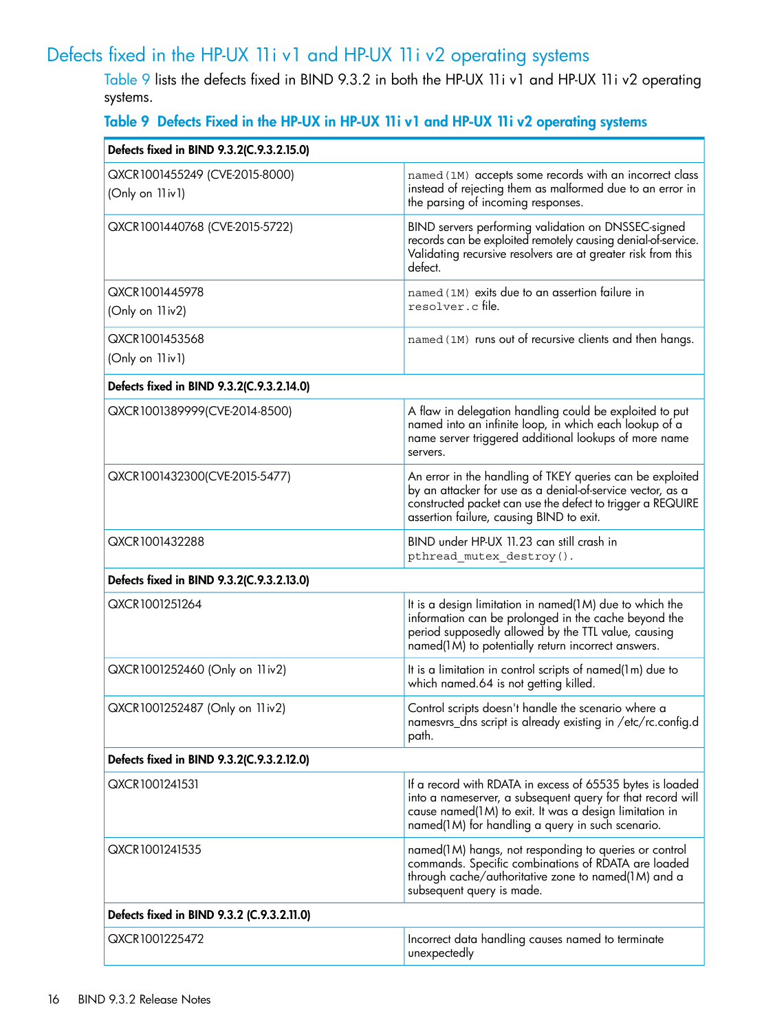## Defects fixed in the HP-UX 11i v1 and HP-UX 11i v2 operating systems

Table 9 lists the defects fixed in BIND 9.3.2 in both the HP-UX 11i v1 and HP-UX 11i v2 operating systems.

**Table 9 Defects Fixed in the HP-UX in HP-UX 11i v1 and HP-UX 11i v2 operating systems**

| | |
|---|---|
| **Defects fixed in BIND 9.3.2(C.9.3.2.15.0)** | |
| QXCR1001455249 (CVE-2015-8000) (Only on 11iv1) | `named(1M)` accepts some records with an incorrect class instead of rejecting them as malformed due to an error in the parsing of incoming responses. |
| QXCR1001440768 (CVE-2015-5722) | BIND servers performing validation on DNSSEC-signed records can be exploited remotely causing denial-of-service. Validating recursive resolvers are at greater risk from this defect. |
| QXCR1001445978 (Only on 11iv2) | `named(1M)` exits due to an assertion failure in `resolver.c` file. |
| QXCR1001453568 (Only on 11iv1) | `named(1M)` runs out of recursive clients and then hangs. |
| **Defects fixed in BIND 9.3.2(C.9.3.2.14.0)** | |
| QXCR1001389999(CVE-2014-8500) | A flaw in delegation handling could be exploited to put named into an infinite loop, in which each lookup of a name server triggered additional lookups of more name servers. |
| QXCR1001432300(CVE-2015-5477) | An error in the handling of TKEY queries can be exploited by an attacker for use as a denial-of-service vector, as a constructed packet can use the defect to trigger a REQUIRE assertion failure, causing BIND to exit. |
| QXCR1001432288 | BIND under HP-UX 11.23 can still crash in `pthread_mutex_destroy()`. |
| **Defects fixed in BIND 9.3.2(C.9.3.2.13.0)** | |
| QXCR1001251264 | It is a design limitation in named(1M) due to which the information can be prolonged in the cache beyond the period supposedly allowed by the TTL value, causing named(1M) to potentially return incorrect answers. |
| QXCR1001252460 (Only on 11iv2) | It is a limitation in control scripts of named(1m) due to which named.64 is not getting killed. |
| QXCR1001252487 (Only on 11iv2) | Control scripts doesn't handle the scenario where a namesvrs_dns script is already existing in /etc/rc.config.d path. |
| **Defects fixed in BIND 9.3.2(C.9.3.2.12.0)** | |
| QXCR1001241531 | If a record with RDATA in excess of 65535 bytes is loaded into a nameserver, a subsequent query for that record will cause named(1M) to exit. It was a design limitation in named(1M) for handling a query in such scenario. |
| QXCR1001241535 | named(1M) hangs, not responding to queries or control commands. Specific combinations of RDATA are loaded through cache/authoritative zone to named(1M) and a subsequent query is made. |
| **Defects fixed in BIND 9.3.2 (C.9.3.2.11.0)** | |
| QXCR1001225472 | Incorrect data handling causes named to terminate unexpectedly |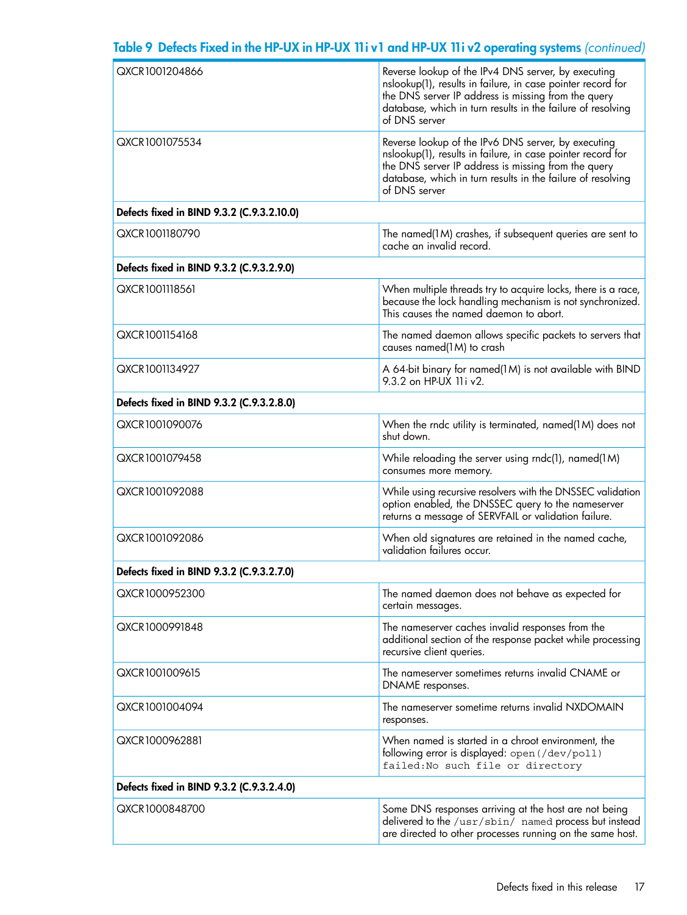**Table 9 Defects Fixed in the HP-UX in HP-UX 11i v1 and HP-UX 11i v2 operating systems** *(continued)*

| | |
|---|---|
| QXCR1001204866 | Reverse lookup of the IPv4 DNS server, by executing nslookup(1), results in failure, in case pointer record for the DNS server IP address is missing from the query database, which in turn results in the failure of resolving of DNS server |
| QXCR1001075534 | Reverse lookup of the IPv6 DNS server, by executing nslookup(1), results in failure, in case pointer record for the DNS server IP address is missing from the query database, which in turn results in the failure of resolving of DNS server |
| **Defects fixed in BIND 9.3.2 (C.9.3.2.10.0)** | |
| QXCR1001180790 | The named(1M) crashes, if subsequent queries are sent to cache an invalid record. |
| **Defects fixed in BIND 9.3.2 (C.9.3.2.9.0)** | |
| QXCR1001118561 | When multiple threads try to acquire locks, there is a race, because the lock handling mechanism is not synchronized. This causes the named daemon to abort. |
| QXCR1001154168 | The named daemon allows specific packets to servers that causes named(1M) to crash |
| QXCR1001134927 | A 64-bit binary for named(1M) is not available with BIND 9.3.2 on HP-UX 11i v2. |
| **Defects fixed in BIND 9.3.2 (C.9.3.2.8.0)** | |
| QXCR1001090076 | When the rndc utility is terminated, named(1M) does not shut down. |
| QXCR1001079458 | While reloading the server using rndc(1), named(1M) consumes more memory. |
| QXCR1001092088 | While using recursive resolvers with the DNSSEC validation option enabled, the DNSSEC query to the nameserver returns a message of SERVFAIL or validation failure. |
| QXCR1001092086 | When old signatures are retained in the named cache, validation failures occur. |
| **Defects fixed in BIND 9.3.2 (C.9.3.2.7.0)** | |
| QXCR1000952300 | The named daemon does not behave as expected for certain messages. |
| QXCR1000991848 | The nameserver caches invalid responses from the additional section of the response packet while processing recursive client queries. |
| QXCR1001009615 | The nameserver sometimes returns invalid CNAME or DNAME responses. |
| QXCR1001004094 | The nameserver sometime returns invalid NXDOMAIN responses. |
| QXCR1000962881 | When named is started in a chroot environment, the following error is displayed: `open(/dev/poll) failed:No such file or directory` |
| **Defects fixed in BIND 9.3.2 (C.9.3.2.4.0)** | |
| QXCR1000848700 | Some DNS responses arriving at the host are not being delivered to the `/usr/sbin/ named` process but instead are directed to other processes running on the same host. |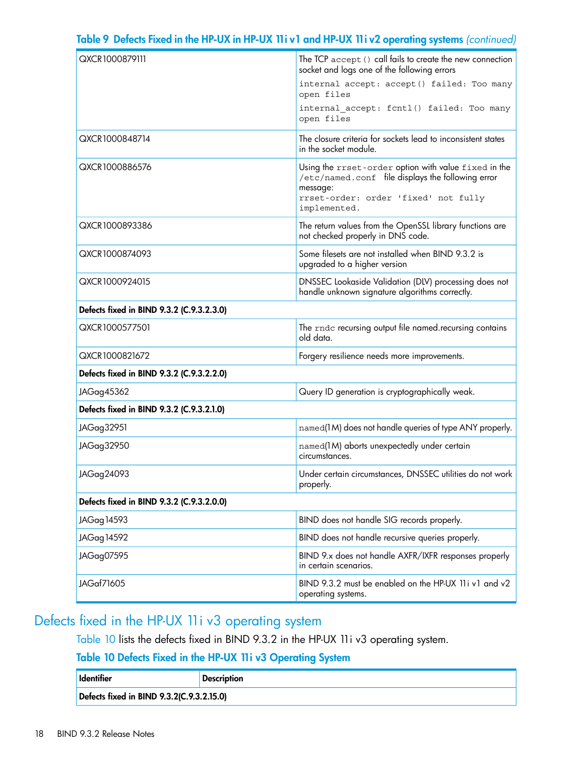**Table 9 Defects Fixed in the HP-UX in HP-UX 11i v1 and HP-UX 11i v2 operating systems** *(continued)*

| | |
|---|---|
| QXCR1000879111 | The TCP `accept()` call fails to create the new connection socket and logs one of the following errors<br>`internal accept: accept() failed: Too many open files`<br>`internal_accept: fcntl() failed: Too many open files` |
| QXCR1000848714 | The closure criteria for sockets lead to inconsistent states in the socket module. |
| QXCR1000886576 | Using the `rrset-order` option with value `fixed` in the `/etc/named.conf` file displays the following error message:<br>`rrset-order: order 'fixed' not fully implemented.` |
| QXCR1000893386 | The return values from the OpenSSL library functions are not checked properly in DNS code. |
| QXCR1000874093 | Some filesets are not installed when BIND 9.3.2 is upgraded to a higher version |
| QXCR1000924015 | DNSSEC Lookaside Validation (DLV) processing does not handle unknown signature algorithms correctly. |
| **Defects fixed in BIND 9.3.2 (C.9.3.2.3.0)** | |
| QXCR1000577501 | The `rndc` recursing output file named.recursing contains old data. |
| QXCR1000821672 | Forgery resilience needs more improvements. |
| **Defects fixed in BIND 9.3.2 (C.9.3.2.2.0)** | |
| JAGag45362 | Query ID generation is cryptographically weak. |
| **Defects fixed in BIND 9.3.2 (C.9.3.2.1.0)** | |
| JAGag32951 | `named`(1M) does not handle queries of type ANY properly. |
| JAGag32950 | `named`(1M) aborts unexpectedly under certain circumstances. |
| JAGag24093 | Under certain circumstances, DNSSEC utilities do not work properly. |
| **Defects fixed in BIND 9.3.2 (C.9.3.2.0.0)** | |
| JAGag14593 | BIND does not handle SIG records properly. |
| JAGag14592 | BIND does not handle recursive queries properly. |
| JAGag07595 | BIND 9.x does not handle AXFR/IXFR responses properly in certain scenarios. |
| JAGaf71605 | BIND 9.3.2 must be enabled on the HP-UX 11i v1 and v2 operating systems. |

## Defects fixed in the HP-UX 11i v3 operating system

Table 10 lists the defects fixed in BIND 9.3.2 in the HP-UX 11i v3 operating system.

**Table 10 Defects Fixed in the HP-UX 11i v3 Operating System**

| Identifier | Description |
|---|---|
| **Defects fixed in BIND 9.3.2(C.9.3.2.15.0)** | |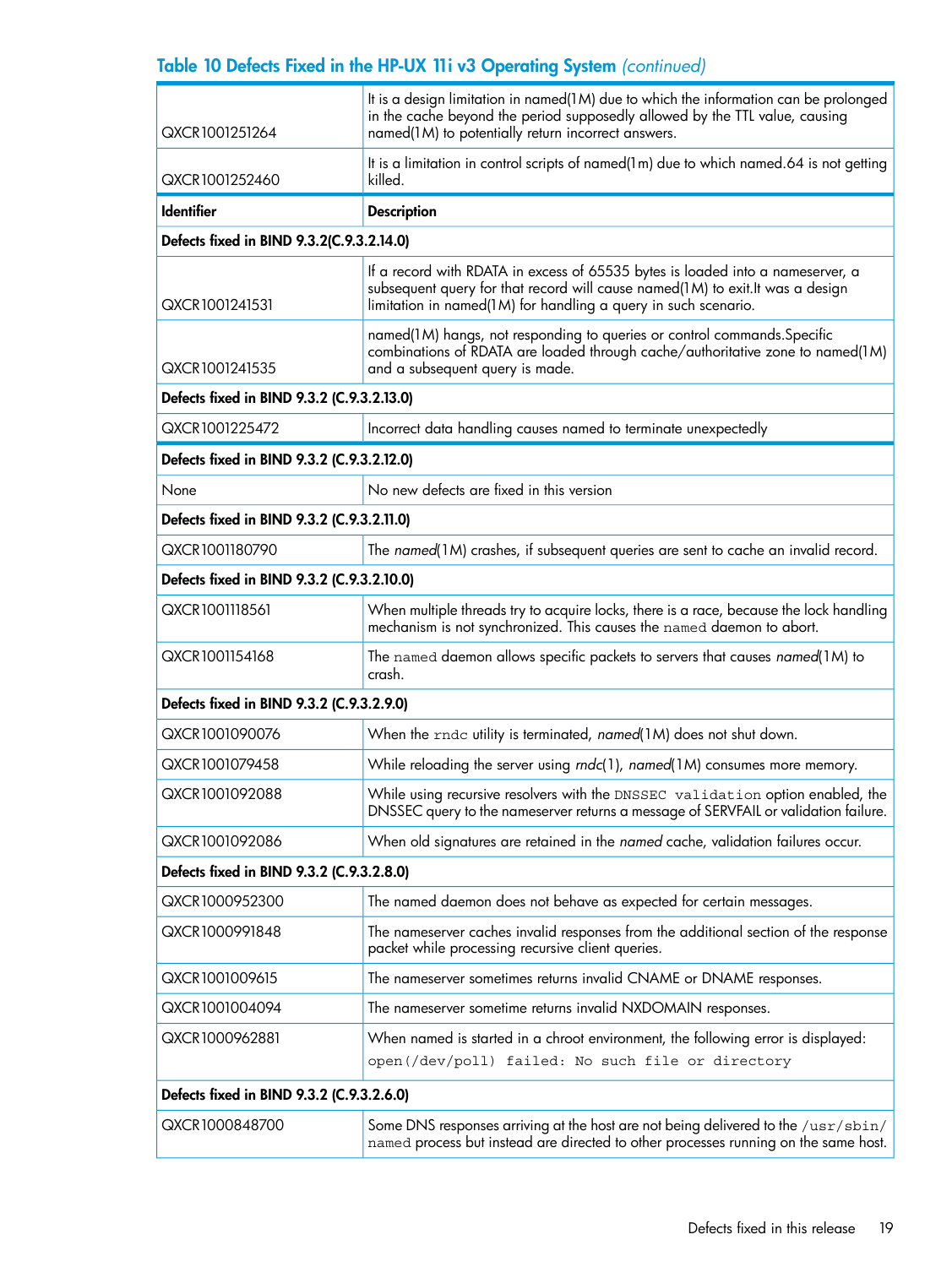**Table 10 Defects Fixed in the HP-UX 11i v3 Operating System** *(continued)*

| | |
|---|---|
| QXCR1001251264 | It is a design limitation in named(1M) due to which the information can be prolonged in the cache beyond the period supposedly allowed by the TTL value, causing named(1M) to potentially return incorrect answers. |
| QXCR1001252460 | It is a limitation in control scripts of named(1m) due to which named.64 is not getting killed. |
| **Identifier** | **Description** |
| **Defects fixed in BIND 9.3.2(C.9.3.2.14.0)** | |
| QXCR1001241531 | If a record with RDATA in excess of 65535 bytes is loaded into a nameserver, a subsequent query for that record will cause named(1M) to exit.It was a design limitation in named(1M) for handling a query in such scenario. |
| QXCR1001241535 | named(1M) hangs, not responding to queries or control commands.Specific combinations of RDATA are loaded through cache/authoritative zone to named(1M) and a subsequent query is made. |
| **Defects fixed in BIND 9.3.2 (C.9.3.2.13.0)** | |
| QXCR1001225472 | Incorrect data handling causes named to terminate unexpectedly |
| **Defects fixed in BIND 9.3.2 (C.9.3.2.12.0)** | |
| None | No new defects are fixed in this version |
| **Defects fixed in BIND 9.3.2 (C.9.3.2.11.0)** | |
| QXCR1001180790 | The *named*(1M) crashes, if subsequent queries are sent to cache an invalid record. |
| **Defects fixed in BIND 9.3.2 (C.9.3.2.10.0)** | |
| QXCR1001118561 | When multiple threads try to acquire locks, there is a race, because the lock handling mechanism is not synchronized. This causes the `named` daemon to abort. |
| QXCR1001154168 | The `named` daemon allows specific packets to servers that causes *named*(1M) to crash. |
| **Defects fixed in BIND 9.3.2 (C.9.3.2.9.0)** | |
| QXCR1001090076 | When the `rndc` utility is terminated, *named*(1M) does not shut down. |
| QXCR1001079458 | While reloading the server using *rndc*(1), *named*(1M) consumes more memory. |
| QXCR1001092088 | While using recursive resolvers with the `DNSSEC validation` option enabled, the DNSSEC query to the nameserver returns a message of SERVFAIL or validation failure. |
| QXCR1001092086 | When old signatures are retained in the *named* cache, validation failures occur. |
| **Defects fixed in BIND 9.3.2 (C.9.3.2.8.0)** | |
| QXCR1000952300 | The named daemon does not behave as expected for certain messages. |
| QXCR1000991848 | The nameserver caches invalid responses from the additional section of the response packet while processing recursive client queries. |
| QXCR1001009615 | The nameserver sometimes returns invalid CNAME or DNAME responses. |
| QXCR1001004094 | The nameserver sometime returns invalid NXDOMAIN responses. |
| QXCR1000962881 | When named is started in a chroot environment, the following error is displayed: `open(/dev/poll) failed: No such file or directory` |
| **Defects fixed in BIND 9.3.2 (C.9.3.2.6.0)** | |
| QXCR1000848700 | Some DNS responses arriving at the host are not being delivered to the `/usr/sbin/named` process but instead are directed to other processes running on the same host. |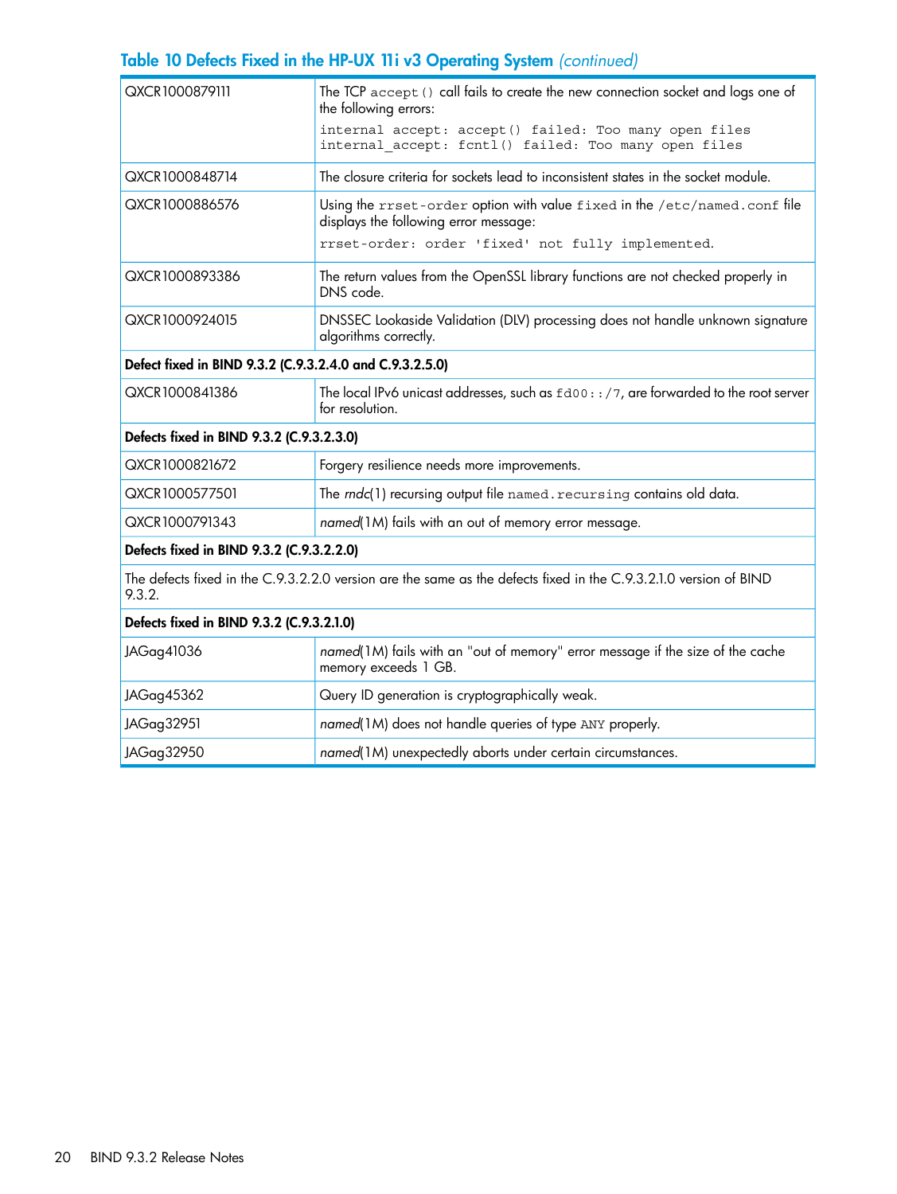**Table 10 Defects Fixed in the HP-UX 11i v3 Operating System** *(continued)*

| | |
|---|---|
| QXCR1000879111 | The TCP `accept()` call fails to create the new connection socket and logs one of the following errors:<br>`internal accept: accept() failed: Too many open files`<br>`internal_accept: fcntl() failed: Too many open files` |
| QXCR1000848714 | The closure criteria for sockets lead to inconsistent states in the socket module. |
| QXCR1000886576 | Using the `rrset-order` option with value `fixed` in the `/etc/named.conf` file displays the following error message:<br>`rrset-order: order 'fixed' not fully implemented.` |
| QXCR1000893386 | The return values from the OpenSSL library functions are not checked properly in DNS code. |
| QXCR1000924015 | DNSSEC Lookaside Validation (DLV) processing does not handle unknown signature algorithms correctly. |
| **Defect fixed in BIND 9.3.2 (C.9.3.2.4.0 and C.9.3.2.5.0)** | |
| QXCR1000841386 | The local IPv6 unicast addresses, such as `fd00::/7`, are forwarded to the root server for resolution. |
| **Defects fixed in BIND 9.3.2 (C.9.3.2.3.0)** | |
| QXCR1000821672 | Forgery resilience needs more improvements. |
| QXCR1000577501 | The *rndc*(1) recursing output file `named.recursing` contains old data. |
| QXCR1000791343 | *named*(1M) fails with an out of memory error message. |
| **Defects fixed in BIND 9.3.2 (C.9.3.2.2.0)** | |
| The defects fixed in the C.9.3.2.2.0 version are the same as the defects fixed in the C.9.3.2.1.0 version of BIND 9.3.2. | |
| **Defects fixed in BIND 9.3.2 (C.9.3.2.1.0)** | |
| JAGag41036 | *named*(1M) fails with an "out of memory" error message if the size of the cache memory exceeds 1 GB. |
| JAGag45362 | Query ID generation is cryptographically weak. |
| JAGag32951 | *named*(1M) does not handle queries of type `ANY` properly. |
| JAGag32950 | *named*(1M) unexpectedly aborts under certain circumstances. |